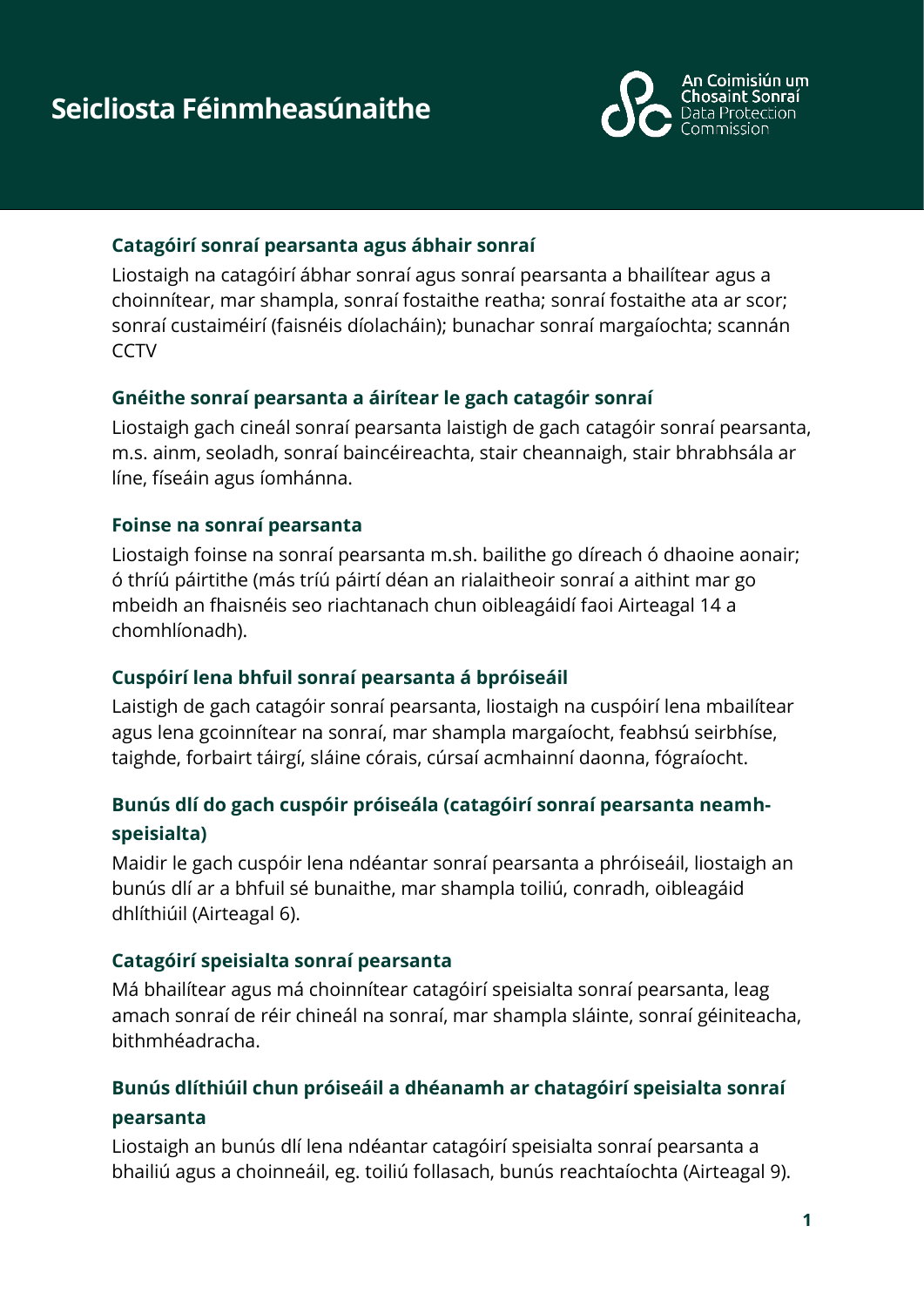# Seicliosta Féinmheasúnaithe

An Coimisiún um Chosaint Sonraí
Data Protection Commission

### Catagóirí sonraí pearsanta agus ábhair sonraí

Liostaigh na catagóirí ábhar sonraí agus sonraí pearsanta a bhailítear agus a choinnítear, mar shampla, sonraí fostaithe reatha; sonraí fostaithe ata ar scor; sonraí custaiméirí (faisnéis díolacháin); bunachar sonraí margaíochta; scannán CCTV

### Gnéithe sonraí pearsanta a áirítear le gach catagóir sonraí

Liostaigh gach cineál sonraí pearsanta laistigh de gach catagóir sonraí pearsanta, m.s. ainm, seoladh, sonraí baincéireachta, stair cheannaigh, stair bhrabhsála ar líne, físeáin agus íomhánna.

### Foinse na sonraí pearsanta

Liostaigh foinse na sonraí pearsanta m.sh. bailithe go díreach ó dhaoine aonair; ó thríú páirtithe (más tríú páirtí déan an rialaitheoir sonraí a aithint mar go mbeidh an fhaisnéis seo riachtanach chun oibleagáidí faoi Airteagal 14 a chomhlíonadh).

### Cuspóirí lena bhfuil sonraí pearsanta á bpróiseáil

Laistigh de gach catagóir sonraí pearsanta, liostaigh na cuspóirí lena mbailítear agus lena gcoinnítear na sonraí, mar shampla margaíocht, feabhsú seirbhíse, taighde, forbairt táirgí, sláine córais, cúrsaí acmhainní daonna, fógraíocht.

### Bunús dlí do gach cuspóir próiseála (catagóirí sonraí pearsanta neamh-speisialta)

Maidir le gach cuspóir lena ndéantar sonraí pearsanta a phróiseáil, liostaigh an bunús dlí ar a bhfuil sé bunaithe, mar shampla toiliú, conradh, oibleagáid dhlíthiúil (Airteagal 6).

### Catagóirí speisialta sonraí pearsanta

Má bhailítear agus má choinnítear catagóirí speisialta sonraí pearsanta, leag amach sonraí de réir chineál na sonraí, mar shampla sláinte, sonraí géiniteacha, bithmhéadracha.

### Bunús dlíthiúil chun próiseáil a dhéanamh ar chatagóirí speisialta sonraí pearsanta

Liostaigh an bunús dlí lena ndéantar catagóirí speisialta sonraí pearsanta a bhailiú agus a choinneáil, eg. toiliú follasach, bunús reachtaíochta (Airteagal 9).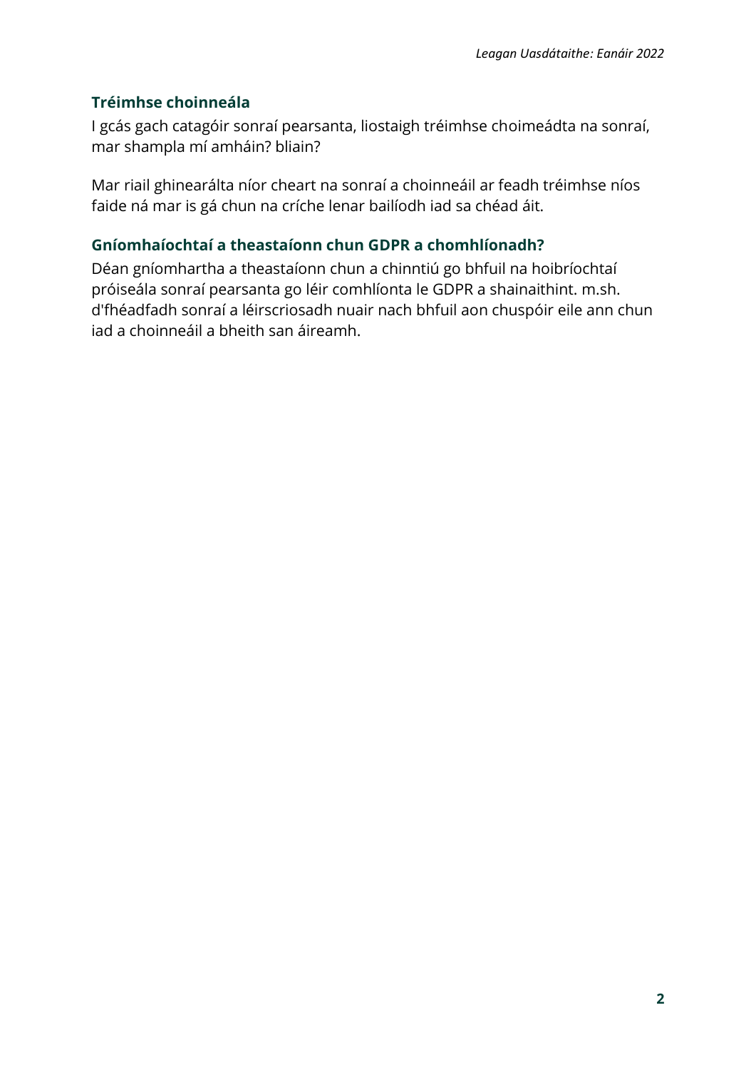### Tréimhse choinneála

I gcás gach catagóir sonraí pearsanta, liostaigh tréimhse choimeádta na sonraí, mar shampla mí amháin? bliain?

Mar riail ghinearálta níor cheart na sonraí a choinneáil ar feadh tréimhse níos faide ná mar is gá chun na críche lenar bailíodh iad sa chéad áit.

### Gníomhaíochtaí a theastaíonn chun GDPR a chomhlíonadh?

Déan gníomhartha a theastaíonn chun a chinntiú go bhfuil na hoibríochtaí próiseála sonraí pearsanta go léir comhlíonta le GDPR a shainaithint. m.sh. d'fhéadfadh sonraí a léirscriosadh nuair nach bhfuil aon chuspóir eile ann chun iad a choinneáil a bheith san áireamh.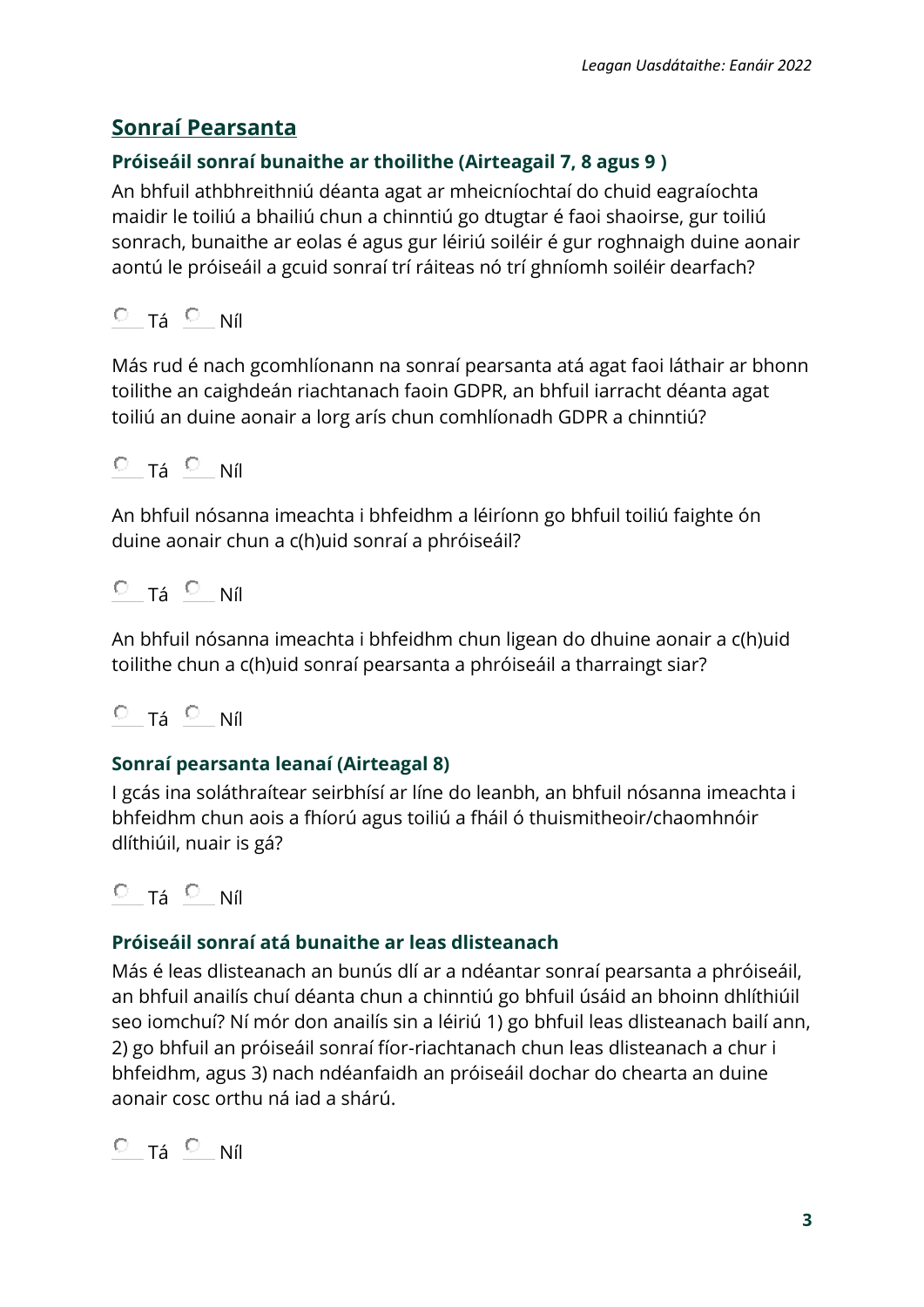## Sonraí Pearsanta

### Próiseáil sonraí bunaithe ar thoilithe (Airteagail 7, 8 agus 9 )

An bhfuil athbhreithniú déanta agat ar mheicníochtaí do chuid eagraíochta maidir le toiliú a bhailiú chun a chinntiú go dtugtar é faoi shaoirse, gur toiliú sonrach, bunaithe ar eolas é agus gur léiriú soiléir é gur roghnaigh duine aonair aontú le próiseáil a gcuid sonraí trí ráiteas nó trí ghníomh soiléir dearfach?

○ Tá ○ Níl

Más rud é nach gcomhlíonann na sonraí pearsanta atá agat faoi láthair ar bhonn toilithe an caighdeán riachtanach faoin GDPR, an bhfuil iarracht déanta agat toiliú an duine aonair a lorg arís chun comhlíonadh GDPR a chinntiú?

○ Tá ○ Níl

An bhfuil nósanna imeachta i bhfeidhm a léiríonn go bhfuil toiliú faighte ón duine aonair chun a c(h)uid sonraí a phróiseáil?

○ Tá ○ Níl

An bhfuil nósanna imeachta i bhfeidhm chun ligean do dhuine aonair a c(h)uid toilithe chun a c(h)uid sonraí pearsanta a phróiseáil a tharraingt siar?

○ Tá ○ Níl

### Sonraí pearsanta leanaí (Airteagal 8)

I gcás ina soláthraítear seirbhísí ar líne do leanbh, an bhfuil nósanna imeachta i bhfeidhm chun aois a fhíorú agus toiliú a fháil ó thuismitheoir/chaomhnóir dlíthiúil, nuair is gá?

○ Tá ○ Níl

### Próiseáil sonraí atá bunaithe ar leas dlisteanach

Más é leas dlisteanach an bunús dlí ar a ndéantar sonraí pearsanta a phróiseáil, an bhfuil anailís chuí déanta chun a chinntiú go bhfuil úsáid an bhoinn dhlíthiúil seo iomchuí? Ní mór don anailís sin a léiriú 1) go bhfuil leas dlisteanach bailí ann, 2) go bhfuil an próiseáil sonraí fíor-riachtanach chun leas dlisteanach a chur i bhfeidhm, agus 3) nach ndéanfaidh an próiseáil dochar do chearta an duine aonair cosc orthu ná iad a shárú.

○ Tá ○ Níl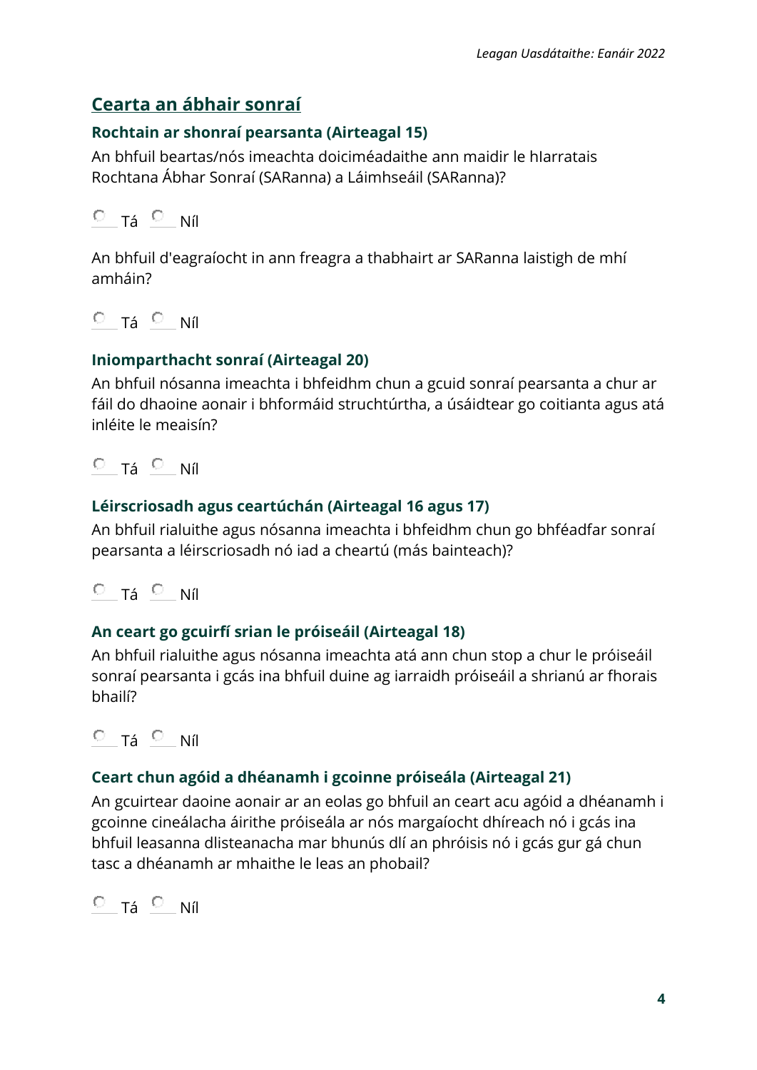## Cearta an ábhair sonraí

### Rochtain ar shonraí pearsanta (Airteagal 15)

An bhfuil beartas/nós imeachta doiciméadaithe ann maidir le hIarratais Rochtana Ábhar Sonraí (SARanna) a Láimhseáil (SARanna)?

○ Tá ○ Níl

An bhfuil d'eagraíocht in ann freagra a thabhairt ar SARanna laistigh de mhí amháin?

○ Tá ○ Níl

### Iniomparthacht sonraí (Airteagal 20)

An bhfuil nósanna imeachta i bhfeidhm chun a gcuid sonraí pearsanta a chur ar fáil do dhaoine aonair i bhformáid struchtúrtha, a úsáidtear go coitianta agus atá inléite le meaisín?

○ Tá ○ Níl

### Léirscriosadh agus ceartúchán (Airteagal 16 agus 17)

An bhfuil rialuithe agus nósanna imeachta i bhfeidhm chun go bhféadfar sonraí pearsanta a léirscriosadh nó iad a cheartú (más bainteach)?

○ Tá ○ Níl

### An ceart go gcuirfí srian le próiseáil (Airteagal 18)

An bhfuil rialuithe agus nósanna imeachta atá ann chun stop a chur le próiseáil sonraí pearsanta i gcás ina bhfuil duine ag iarraidh próiseáil a shrianú ar fhorais bhailí?

○ Tá ○ Níl

### Ceart chun agóid a dhéanamh i gcoinne próiseála (Airteagal 21)

An gcuirtear daoine aonair ar an eolas go bhfuil an ceart acu agóid a dhéanamh i gcoinne cineálacha áirithe próiseála ar nós margaíocht dhíreach nó i gcás ina bhfuil leasanna dlisteanacha mar bhunús dlí an phróisis nó i gcás gur gá chun tasc a dhéanamh ar mhaithe le leas an phobail?

○ Tá ○ Níl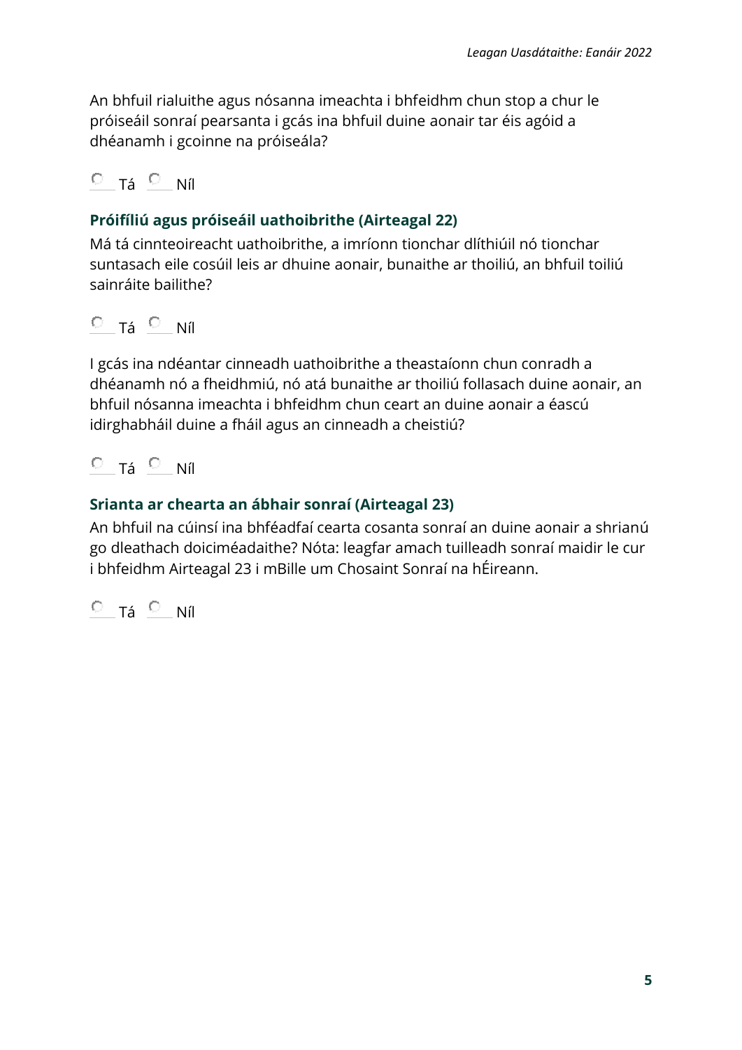An bhfuil rialuithe agus nósanna imeachta i bhfeidhm chun stop a chur le próiseáil sonraí pearsanta i gcás ina bhfuil duine aonair tar éis agóid a dhéanamh i gcoinne na próiseála?

○ Tá ○ Níl

### Próifíliú agus próiseáil uathoibrithe (Airteagal 22)

Má tá cinnteoireacht uathoibrithe, a imríonn tionchar dlíthiúil nó tionchar suntasach eile cosúil leis ar dhuine aonair, bunaithe ar thoiliú, an bhfuil toiliú sainráite bailithe?

○ Tá ○ Níl

I gcás ina ndéantar cinneadh uathoibrithe a theastaíonn chun conradh a dhéanamh nó a fheidhmiú, nó atá bunaithe ar thoiliú follasach duine aonair, an bhfuil nósanna imeachta i bhfeidhm chun ceart an duine aonair a éascú idirghabháil duine a fháil agus an cinneadh a cheistiú?

○ Tá ○ Níl

### Srianta ar chearta an ábhair sonraí (Airteagal 23)

An bhfuil na cúinsí ina bhféadfaí cearta cosanta sonraí an duine aonair a shrianú go dleathach doiciméadaithe? Nóta: leagfar amach tuilleadh sonraí maidir le cur i bhfeidhm Airteagal 23 i mBille um Chosaint Sonraí na hÉireann.

○ Tá ○ Níl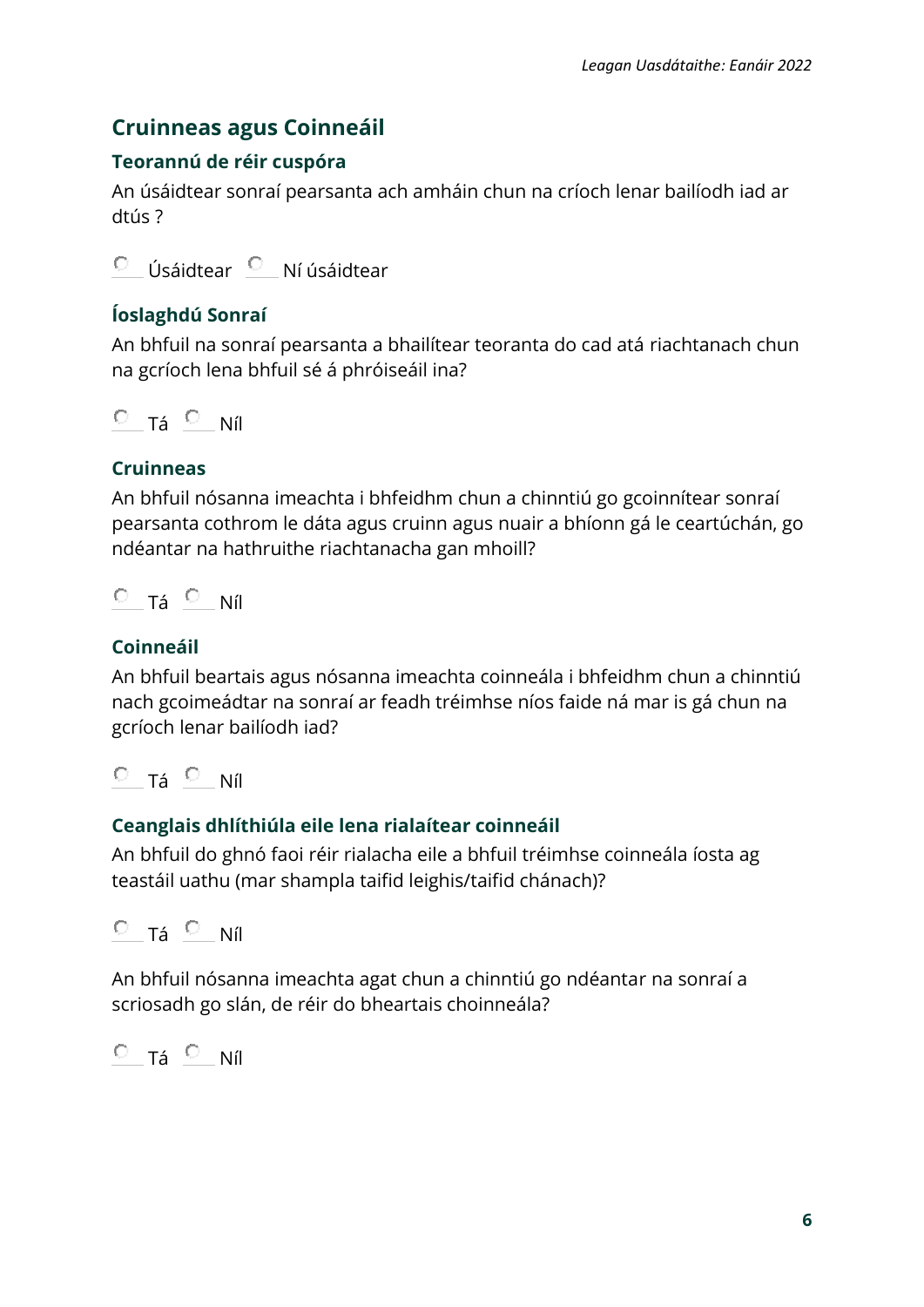## Cruinneas agus Coinneáil

### Teorannú de réir cuspóra

An úsáidtear sonraí pearsanta ach amháin chun na críoch lenar bailíodh iad ar dtús ?

○ Úsáidtear ○ Ní úsáidtear

### Íoslaghdú Sonraí

An bhfuil na sonraí pearsanta a bhailítear teoranta do cad atá riachtanach chun na gcríoch lena bhfuil sé á phróiseáil ina?

○ Tá ○ Níl

### Cruinneas

An bhfuil nósanna imeachta i bhfeidhm chun a chinntiú go gcoinnítear sonraí pearsanta cothrom le dáta agus cruinn agus nuair a bhíonn gá le ceartúchán, go ndéantar na hathruithe riachtanacha gan mhoill?

○ Tá ○ Níl

### Coinneáil

An bhfuil beartais agus nósanna imeachta coinneála i bhfeidhm chun a chinntiú nach gcoimeádtar na sonraí ar feadh tréimhse níos faide ná mar is gá chun na gcríoch lenar bailíodh iad?

○ Tá ○ Níl

### Ceanglais dhlíthiúla eile lena rialaítear coinneáil

An bhfuil do ghnó faoi réir rialacha eile a bhfuil tréimhse coinneála íosta ag teastáil uathu (mar shampla taifid leighis/taifid chánach)?

○ Tá ○ Níl

An bhfuil nósanna imeachta agat chun a chinntiú go ndéantar na sonraí a scriosadh go slán, de réir do bheartais choinneála?

○ Tá ○ Níl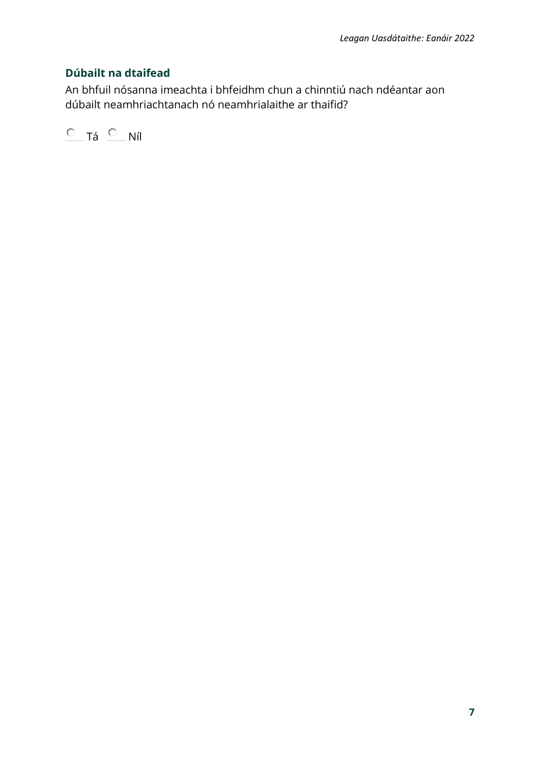### Dúbailt na dtaifead

An bhfuil nósanna imeachta i bhfeidhm chun a chinntiú nach ndéantar aon dúbailt neamhriachtanach nó neamhrialaithe ar thaifid?

○ Tá ○ Níl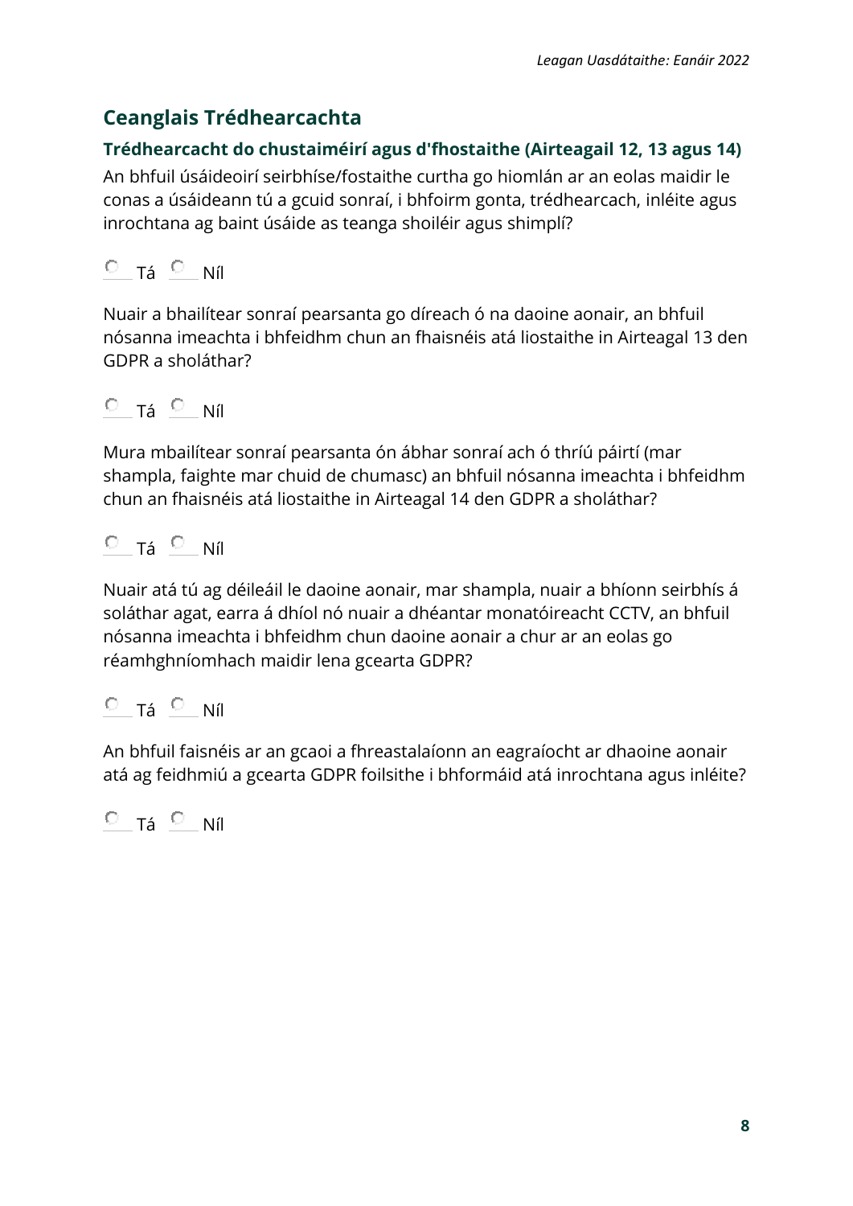## Ceanglais Trédhearcachta

### Trédhearcacht do chustaiméirí agus d'fhostaithe (Airteagail 12, 13 agus 14)

An bhfuil úsáideoirí seirbhíse/fostaithe curtha go hiomlán ar an eolas maidir le conas a úsáideann tú a gcuid sonraí, i bhfoirm gonta, trédhearcach, inléite agus inrochtana ag baint úsáide as teanga shoiléir agus shimplí?

○ Tá ○ Níl

Nuair a bhailítear sonraí pearsanta go díreach ó na daoine aonair, an bhfuil nósanna imeachta i bhfeidhm chun an fhaisnéis atá liostaithe in Airteagal 13 den GDPR a sholáthar?

○ Tá ○ Níl

Mura mbailítear sonraí pearsanta ón ábhar sonraí ach ó thríú páirtí (mar shampla, faighte mar chuid de chumasc) an bhfuil nósanna imeachta i bhfeidhm chun an fhaisnéis atá liostaithe in Airteagal 14 den GDPR a sholáthar?

○ Tá ○ Níl

Nuair atá tú ag déileáil le daoine aonair, mar shampla, nuair a bhíonn seirbhís á soláthar agat, earra á dhíol nó nuair a dhéantar monatóireacht CCTV, an bhfuil nósanna imeachta i bhfeidhm chun daoine aonair a chur ar an eolas go réamhghníomhach maidir lena gcearta GDPR?

○ Tá ○ Níl

An bhfuil faisnéis ar an gcaoi a fhreastalaíonn an eagraíocht ar dhaoine aonair atá ag feidhmiú a gcearta GDPR foilsithe i bhformáid atá inrochtana agus inléite?

○ Tá ○ Níl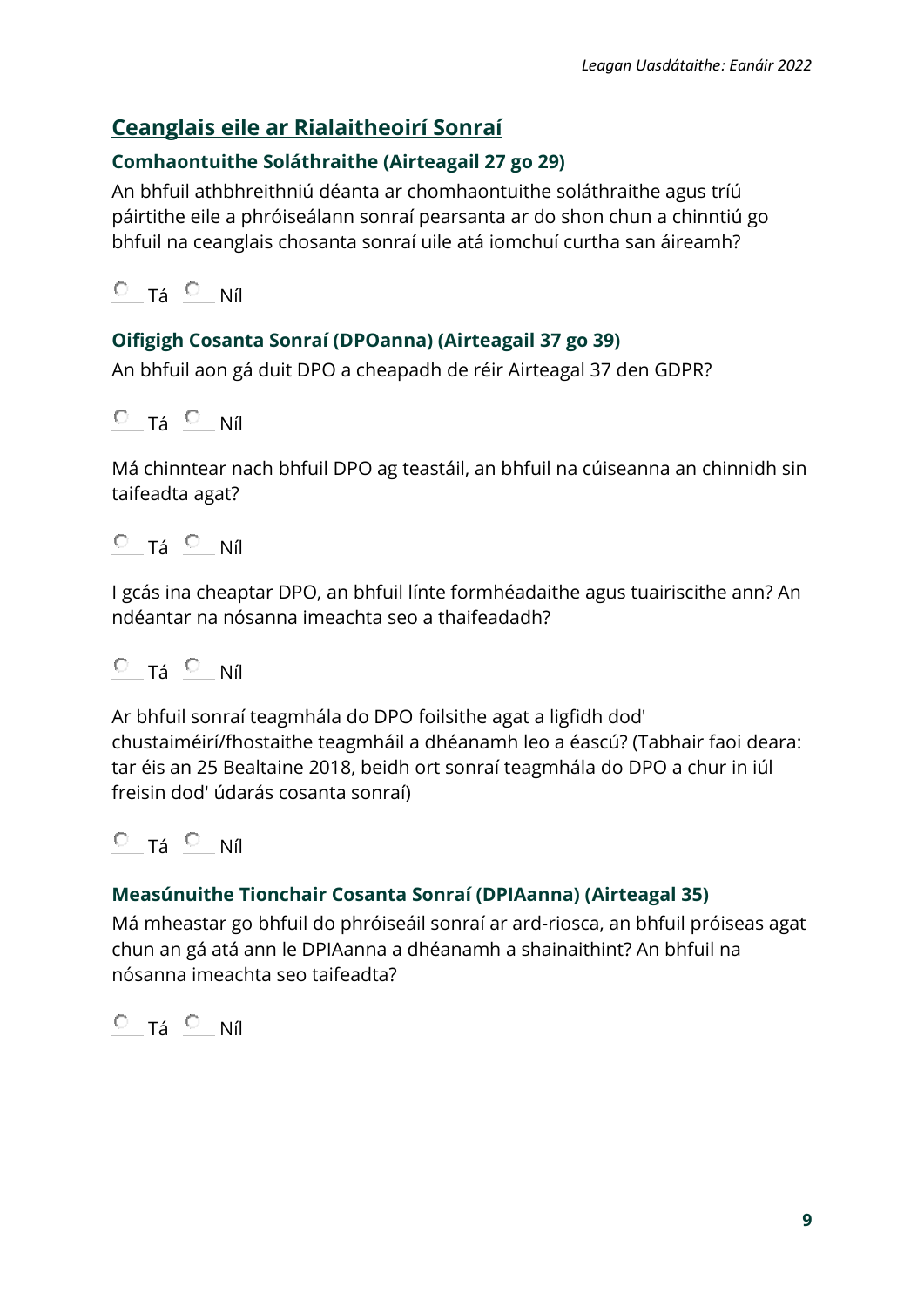## Ceanglais eile ar Rialaitheoirí Sonraí

### Comhaontuithe Soláthraithe (Airteagail 27 go 29)

An bhfuil athbhreithniú déanta ar chomhaontuithe soláthraithe agus tríú páirtithe eile a phróiseálann sonraí pearsanta ar do shon chun a chinntiú go bhfuil na ceanglais chosanta sonraí uile atá iomchuí curtha san áireamh?

○ Tá ○ Níl

### Oifigigh Cosanta Sonraí (DPOanna) (Airteagail 37 go 39)

An bhfuil aon gá duit DPO a cheapadh de réir Airteagal 37 den GDPR?

○ Tá ○ Níl

Má chinntear nach bhfuil DPO ag teastáil, an bhfuil na cúiseanna an chinnidh sin taifeadta agat?

○ Tá ○ Níl

I gcás ina cheaptar DPO, an bhfuil línte formhéadaithe agus tuairiscithe ann? An ndéantar na nósanna imeachta seo a thaifeadadh?

○ Tá ○ Níl

Ar bhfuil sonraí teagmhála do DPO foilsithe agat a ligfidh dod' chustaiméirí/fhostaithe teagmháil a dhéanamh leo a éascú? (Tabhair faoi deara: tar éis an 25 Bealtaine 2018, beidh ort sonraí teagmhála do DPO a chur in iúl freisin dod' údarás cosanta sonraí)

○ Tá ○ Níl

### Measúnuithe Tionchair Cosanta Sonraí (DPIAanna) (Airteagal 35)

Má mheastar go bhfuil do phróiseáil sonraí ar ard-riosca, an bhfuil próiseas agat chun an gá atá ann le DPIAanna a dhéanamh a shainaithint? An bhfuil na nósanna imeachta seo taifeadta?

○ Tá ○ Níl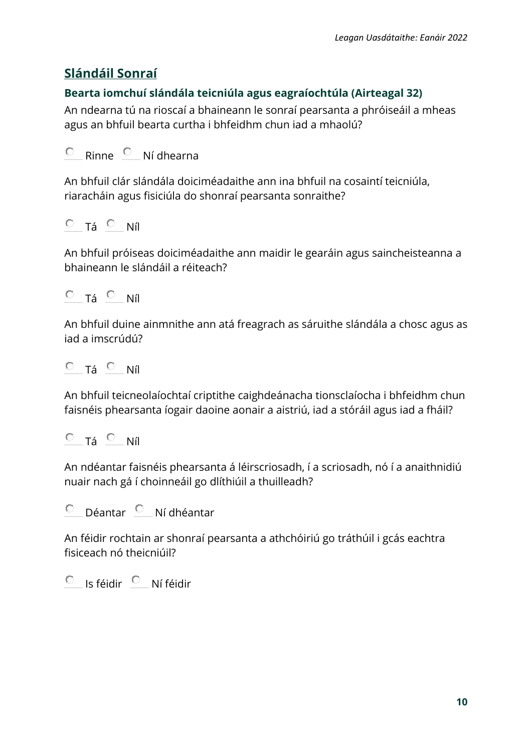## Slándáil Sonraí

### Bearta iomchuí slándála teicniúla agus eagraíochtúla (Airteagal 32)

An ndearna tú na rioscaí a bhaineann le sonraí pearsanta a phróiseáil a mheas agus an bhfuil bearta curtha i bhfeidhm chun iad a mhaolú?

○ Rinne ○ Ní dhearna

An bhfuil clár slándála doiciméadaithe ann ina bhfuil na cosaintí teicniúla, riaracháin agus fisiciúla do shonraí pearsanta sonraithe?

○ Tá ○ Níl

An bhfuil próiseas doiciméadaithe ann maidir le gearáin agus saincheisteanna a bhaineann le slándáil a réiteach?

○ Tá ○ Níl

An bhfuil duine ainmnithe ann atá freagrach as sáruithe slándála a chosc agus as iad a imscrúdú?

○ Tá ○ Níl

An bhfuil teicneolaíochtaí criptithe caighdeánacha tionsclaíocha i bhfeidhm chun faisnéis phearsanta íogair daoine aonair a aistriú, iad a stóráil agus iad a fháil?

○ Tá ○ Níl

An ndéantar faisnéis phearsanta á léirscriosadh, í a scriosadh, nó í a anaithnidiú nuair nach gá í choinneáil go dlíthiúil a thuilleadh?

○ Déantar ○ Ní dhéantar

An féidir rochtain ar shonraí pearsanta a athchóiriú go tráthúil i gcás eachtra fisiceach nó theicniúil?

○ Is féidir ○ Ní féidir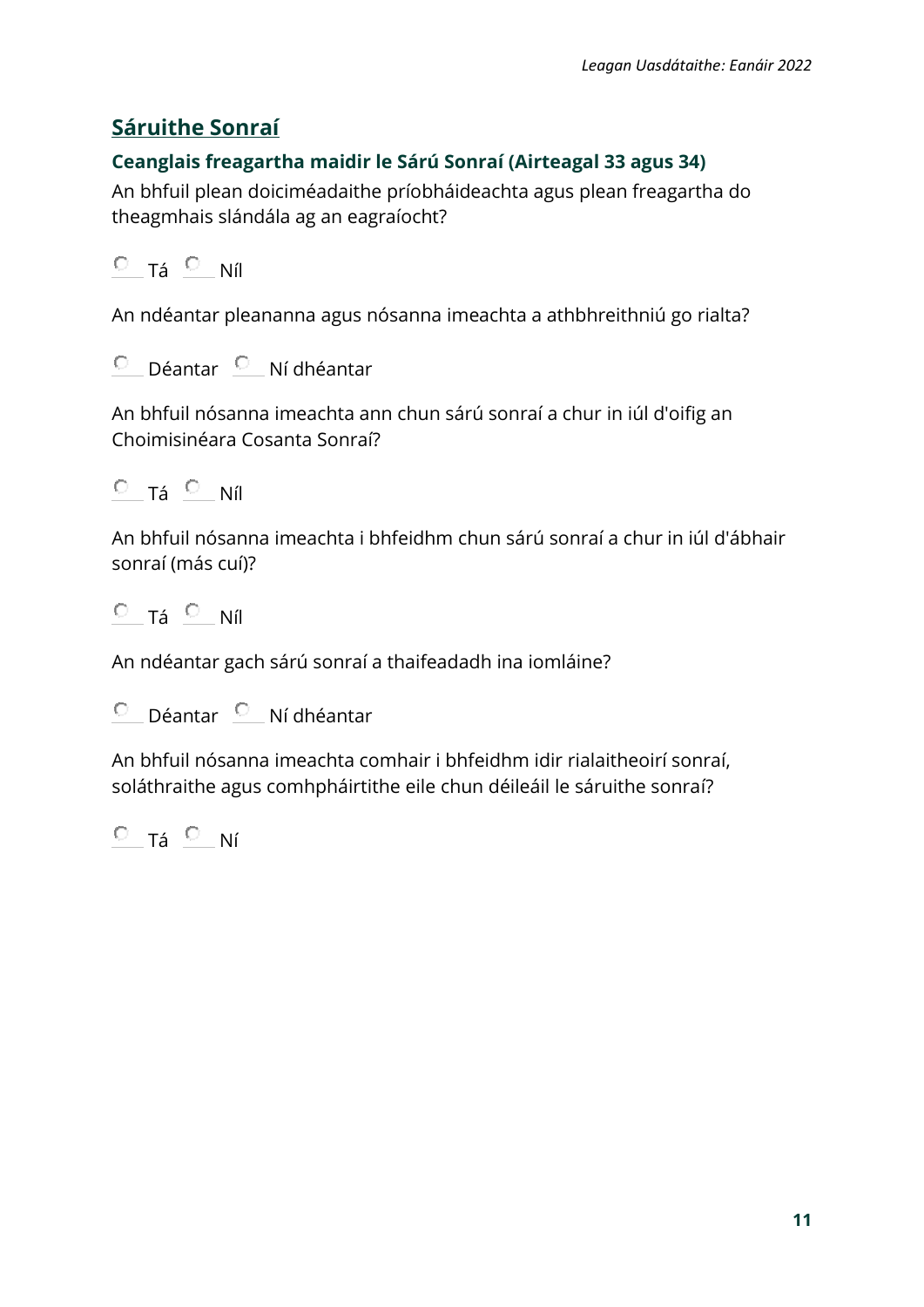## Sáruithe Sonraí

### Ceanglais freagartha maidir le Sárú Sonraí (Airteagal 33 agus 34)

An bhfuil plean doiciméadaithe príobháideachta agus plean freagartha do theagmhais slándála ag an eagraíocht?

○ Tá ○ Níl

An ndéantar pleananna agus nósanna imeachta a athbhreithniú go rialta?

○ Déantar ○ Ní dhéantar

An bhfuil nósanna imeachta ann chun sárú sonraí a chur in iúl d'oifig an Choimisinéara Cosanta Sonraí?

○ Tá ○ Níl

An bhfuil nósanna imeachta i bhfeidhm chun sárú sonraí a chur in iúl d'ábhair sonraí (más cuí)?

○ Tá ○ Níl

An ndéantar gach sárú sonraí a thaifeadadh ina iomláine?

○ Déantar ○ Ní dhéantar

An bhfuil nósanna imeachta comhair i bhfeidhm idir rialaitheoirí sonraí, soláthraithe agus comhpháirtithe eile chun déileáil le sáruithe sonraí?

○ Tá ○ Ní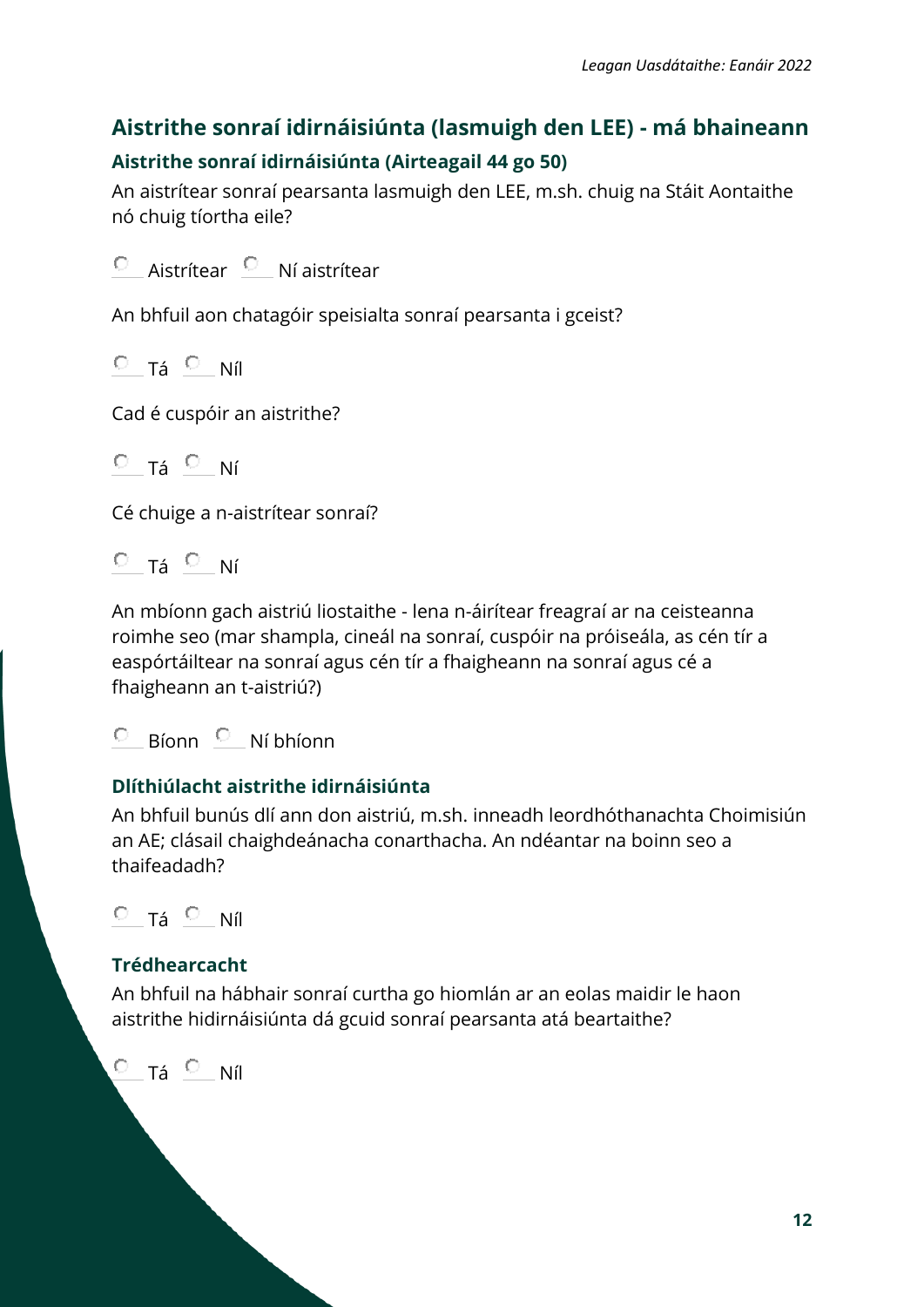## Aistrithe sonraí idirnáisiúnta (lasmuigh den LEE) - má bhaineann

### Aistrithe sonraí idirnáisiúnta (Airteagail 44 go 50)

An aistrítear sonraí pearsanta lasmuigh den LEE, m.sh. chuig na Stáit Aontaithe nó chuig tíortha eile?

○ Aistrítear ○ Ní aistrítear

An bhfuil aon chatagóir speisialta sonraí pearsanta i gceist?

○ Tá ○ Níl

Cad é cuspóir an aistrithe?

○ Tá ○ Ní

Cé chuige a n-aistrítear sonraí?

○ Tá ○ Ní

An mbíonn gach aistriú liostaithe - lena n-áirítear freagraí ar na ceisteanna roimhe seo (mar shampla, cineál na sonraí, cuspóir na próiseála, as cén tír a easpórtáiltear na sonraí agus cén tír a fhaigheann na sonraí agus cé a fhaigheann an t-aistriú?)

○ Bíonn ○ Ní bhíonn

### Dlíthiúlacht aistrithe idirnáisiúnta

An bhfuil bunús dlí ann don aistriú, m.sh. inneadh leordhóthanachta Choimisiún an AE; clásail chaighdeánacha conarthacha. An ndéantar na boinn seo a thaifeadadh?

○ Tá ○ Níl

### Trédhearcacht

An bhfuil na hábhair sonraí curtha go hiomlán ar an eolas maidir le haon aistrithe hidirnáisiúnta dá gcuid sonraí pearsanta atá beartaithe?

○ Tá ○ Níl